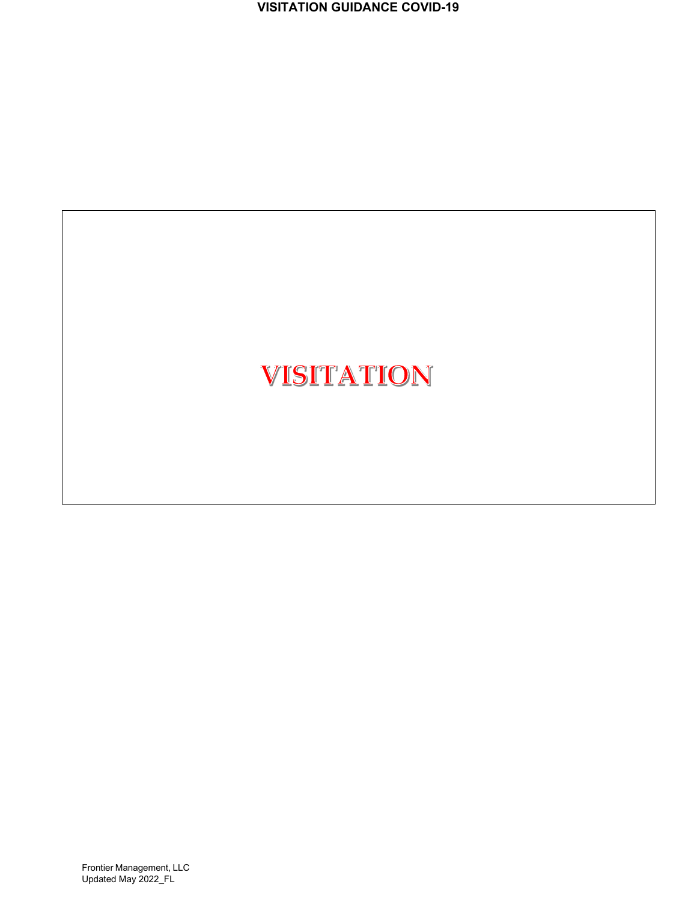# VISITATION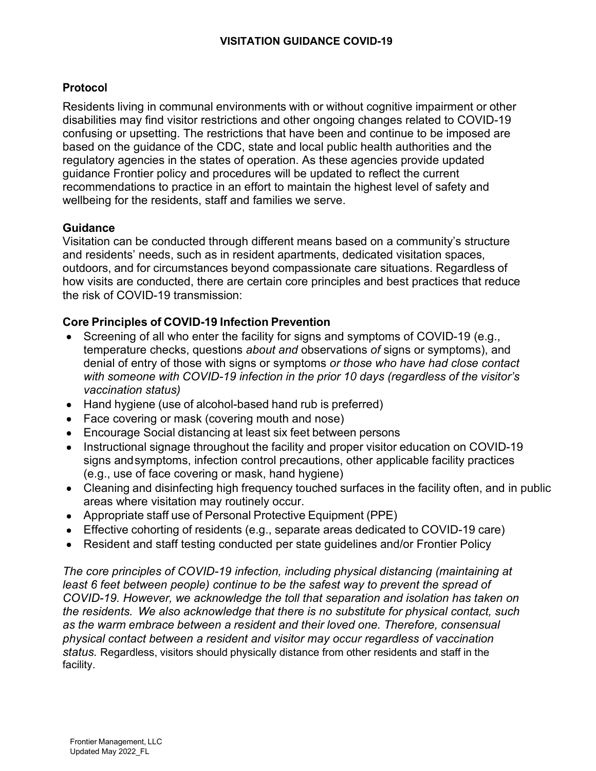**VISITATION GUIDANCE COVID-19**

**Protocol**

Residents living in communal environments with or without cognitive impairment or other disabilities may find visitor restrictions and other ongoing changes related to COVID-19 confusing or upsetting. The restrictions that have been and continue to be imposed are based on the guidance of the CDC, state and local public health authorities and the regulatory agencies in the states of operation. As these agencies provide updated guidance Frontier policy and procedures will be updated to reflect the current recommendations to practice in an effort to maintain the highest level of safety and wellbeing for the residents, staff and families we serve.

**Guidance**

Visitation can be conducted through different means based on a community's structure and residents' needs, such as in resident apartments, dedicated visitation spaces, outdoors, and for circumstances beyond compassionate care situations. Regardless of how visits are conducted, there are certain core principles and best practices that reduce the risk of COVID-19 transmission:

**Core Principles of COVID-19 Infection Prevention**

- Screening of all who enter the facility for signs and symptoms of COVID-19 (e.g., temperature checks, questions *about and* observations *of* signs or symptoms), and denial of entry of those with signs or symptoms *or those who have had close contact with someone with COVID-19 infection in the prior 10 days (regardless of the visitor's vaccination status)*
- Hand hygiene (use of alcohol-based hand rub is preferred)
- Face covering or mask (covering mouth and nose)
- Encourage Social distancing at least six feet between persons
- Instructional signage throughout the facility and proper visitor education on COVID-19 signs and symptoms, infection control precautions, other applicable facility practices (e.g., use of face covering or mask, hand hygiene)
- Cleaning and disinfecting high frequency touched surfaces in the facility often, and in public areas where visitation may routinely occur.
- Appropriate staff use of Personal Protective Equipment (PPE)
- Effective cohorting of residents (e.g., separate areas dedicated to COVID-19 care)
- Resident and staff testing conducted per state guidelines and/or Frontier Policy

*The core principles of COVID-19 infection, including physical distancing (maintaining at least 6 feet between people) continue to be the safest way to prevent the spread of COVID-19. However, we acknowledge the toll that separation and isolation has taken on the residents. We also acknowledge that there is no substitute for physical contact, such as the warm embrace between a resident and their loved one. Therefore, consensual physical contact between a resident and visitor may occur regardless of vaccination status.* Regardless, visitors should physically distance from other residents and staff in the facility.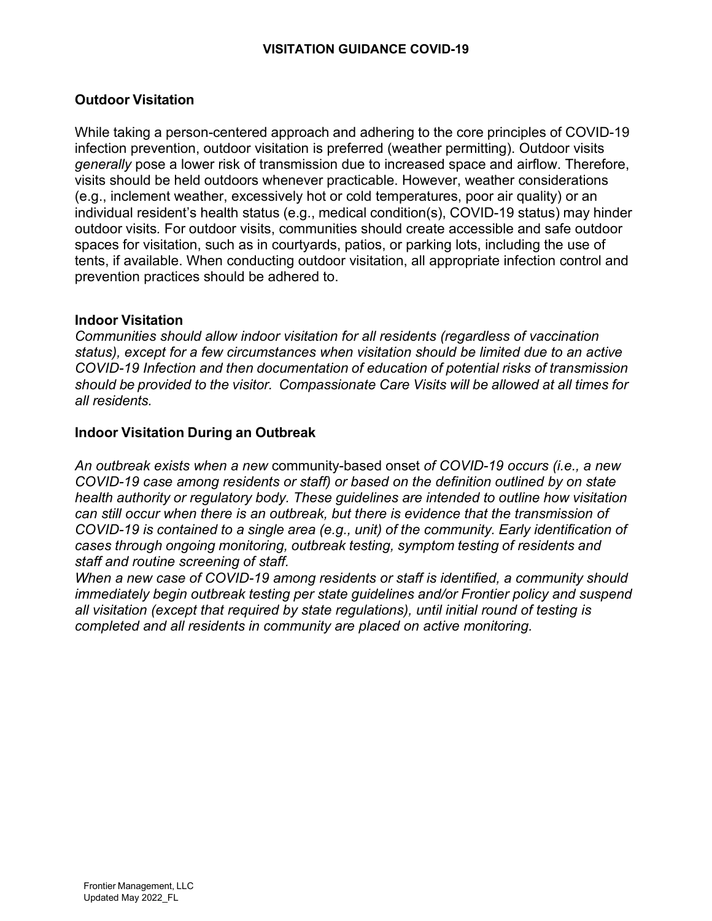## VISITATION GUIDANCE COVID-19

### Outdoor Visitation

While taking a person-centered approach and adhering to the core principles of COVID-19 infection prevention, outdoor visitation is preferred (weather permitting). Outdoor visits *generally* pose a lower risk of transmission due to increased space and airflow. Therefore, visits should be held outdoors whenever practicable. However, weather considerations (e.g., inclement weather, excessively hot or cold temperatures, poor air quality) or an individual resident's health status (e.g., medical condition(s), COVID-19 status) may hinder outdoor visits. For outdoor visits, communities should create accessible and safe outdoor spaces for visitation, such as in courtyards, patios, or parking lots, including the use of tents, if available. When conducting outdoor visitation, all appropriate infection control and prevention practices should be adhered to.

### Indoor Visitation

*Communities should allow indoor visitation for all residents (regardless of vaccination status), except for a few circumstances when visitation should be limited due to an active COVID-19 Infection and then documentation of education of potential risks of transmission should be provided to the visitor. Compassionate Care Visits will be allowed at all times for all residents.*

### Indoor Visitation During an Outbreak

*An outbreak exists when a new* community-based onset *of COVID-19 occurs (i.e., a new COVID-19 case among residents or staff) or based on the definition outlined by on state health authority or regulatory body. These guidelines are intended to outline how visitation can still occur when there is an outbreak, but there is evidence that the transmission of COVID-19 is contained to a single area (e.g., unit) of the community. Early identification of cases through ongoing monitoring, outbreak testing, symptom testing of residents and staff and routine screening of staff.*

*When a new case of COVID-19 among residents or staff is identified, a community should immediately begin outbreak testing per state guidelines and/or Frontier policy and suspend all visitation (except that required by state regulations), until initial round of testing is completed and all residents in community are placed on active monitoring.*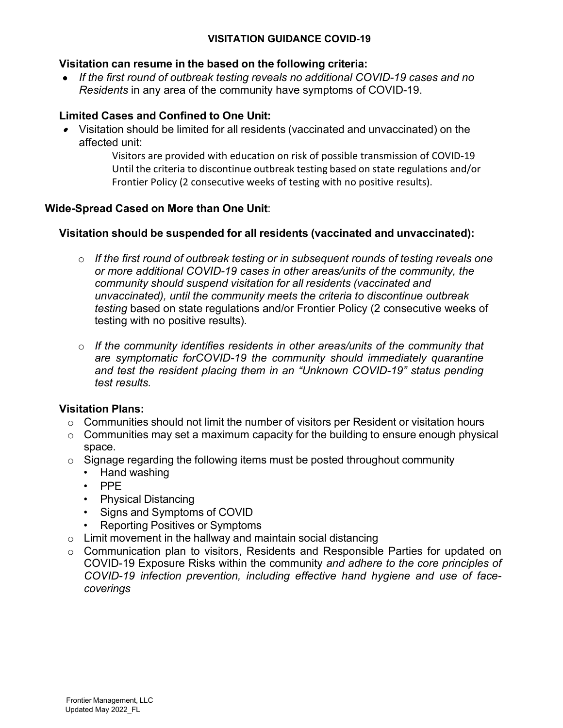## VISITATION GUIDANCE COVID-19

**Visitation can resume in the based on the following criteria:**

- *If the first round of outbreak testing reveals no additional COVID-19 cases and no Residents* in any area of the community have symptoms of COVID-19.

**Limited Cases and Confined to One Unit:**

- Visitation should be limited for all residents (vaccinated and unvaccinated) on the affected unit:

  Visitors are provided with education on risk of possible transmission of COVID-19
  Until the criteria to discontinue outbreak testing based on state regulations and/or Frontier Policy (2 consecutive weeks of testing with no positive results).

**Wide-Spread Cased on More than One Unit**:

**Visitation should be suspended for all residents (vaccinated and unvaccinated):**

- *If the first round of outbreak testing or in subsequent rounds of testing reveals one or more additional COVID-19 cases in other areas/units of the community, the community should suspend visitation for all residents (vaccinated and unvaccinated), until the community meets the criteria to discontinue outbreak testing* based on state regulations and/or Frontier Policy (2 consecutive weeks of testing with no positive results).

- *If the community identifies residents in other areas/units of the community that are symptomatic forCOVID-19 the community should immediately quarantine and test the resident placing them in an "Unknown COVID-19" status pending test results.*

**Visitation Plans:**

- Communities should not limit the number of visitors per Resident or visitation hours
- Communities may set a maximum capacity for the building to ensure enough physical space.
- Signage regarding the following items must be posted throughout community
  - Hand washing
  - PPE
  - Physical Distancing
  - Signs and Symptoms of COVID
  - Reporting Positives or Symptoms
- Limit movement in the hallway and maintain social distancing
- Communication plan to visitors, Residents and Responsible Parties for updated on COVID-19 Exposure Risks within the community *and adhere to the core principles of COVID-19 infection prevention, including effective hand hygiene and use of face-coverings*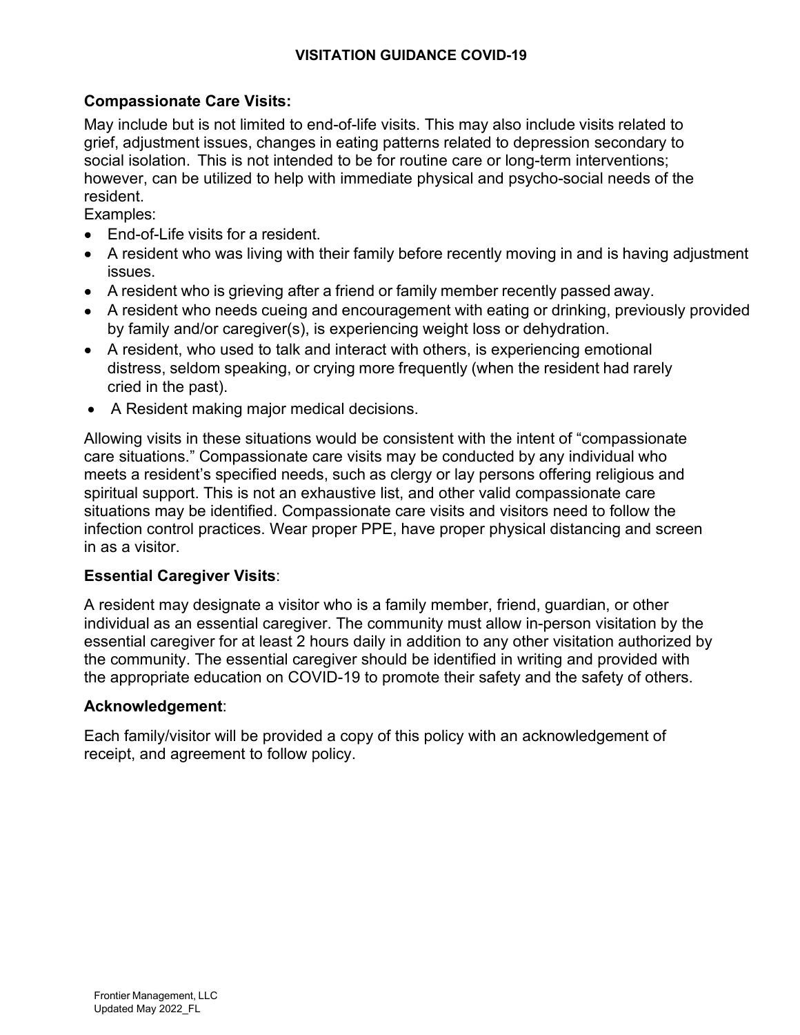## VISITATION GUIDANCE COVID-19

**Compassionate Care Visits:**

May include but is not limited to end-of-life visits. This may also include visits related to grief, adjustment issues, changes in eating patterns related to depression secondary to social isolation. This is not intended to be for routine care or long-term interventions; however, can be utilized to help with immediate physical and psycho-social needs of the resident.

Examples:

- End-of-Life visits for a resident.
- A resident who was living with their family before recently moving in and is having adjustment issues.
- A resident who is grieving after a friend or family member recently passed away.
- A resident who needs cueing and encouragement with eating or drinking, previously provided by family and/or caregiver(s), is experiencing weight loss or dehydration.
- A resident, who used to talk and interact with others, is experiencing emotional distress, seldom speaking, or crying more frequently (when the resident had rarely cried in the past).
- A Resident making major medical decisions.

Allowing visits in these situations would be consistent with the intent of "compassionate care situations." Compassionate care visits may be conducted by any individual who meets a resident's specified needs, such as clergy or lay persons offering religious and spiritual support. This is not an exhaustive list, and other valid compassionate care situations may be identified. Compassionate care visits and visitors need to follow the infection control practices. Wear proper PPE, have proper physical distancing and screen in as a visitor.

**Essential Caregiver Visits**:

A resident may designate a visitor who is a family member, friend, guardian, or other individual as an essential caregiver. The community must allow in-person visitation by the essential caregiver for at least 2 hours daily in addition to any other visitation authorized by the community. The essential caregiver should be identified in writing and provided with the appropriate education on COVID-19 to promote their safety and the safety of others.

**Acknowledgement**:

Each family/visitor will be provided a copy of this policy with an acknowledgement of receipt, and agreement to follow policy.

Frontier Management, LLC
Updated May 2022_FL